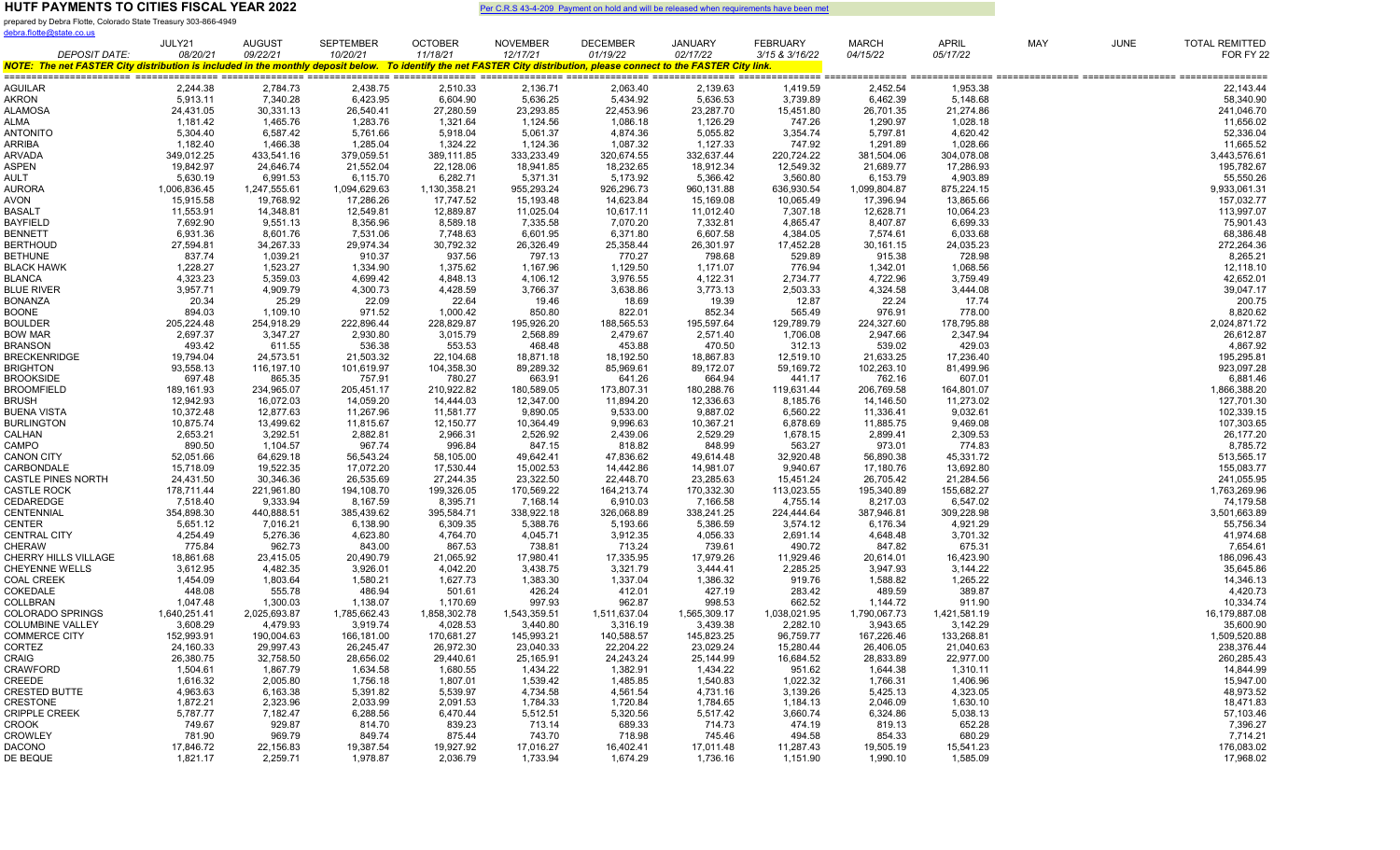# HUTF PAYMENTS TO CITIES FISCAL YEAR 2022

Per C.R.S 43-4-209 Payment on hold and will be released when requirements have been met

prepared by Debra Flotte, Colorado State Treasury 303-866-4949
debra.flotte@state.co.us

*NOTE: The net FASTER City distribution is included in the monthly deposit below. To identify the net FASTER City distribution, please connect to the FASTER City link.*

| | JULY21 | AUGUST | SEPTEMBER | OCTOBER | NOVEMBER | DECEMBER | JANUARY | FEBRUARY | MARCH | APRIL | MAY | JUNE | TOTAL REMITTED |
|---|---|---|---|---|---|---|---|---|---|---|---|---|---|
| *DEPOSIT DATE:* | *08/20/21* | *09/22/21* | *10/20/21* | *11/18/21* | *12/17/21* | *01/19/22* | *02/17/22* | *3/15 & 3/16/22* | *04/15/22* | *05/17/22* | | | FOR FY 22 |
| AGUILAR | 2,244.38 | 2,784.73 | 2,438.75 | 2,510.33 | 2,136.71 | 2,063.40 | 2,139.63 | 1,419.59 | 2,452.54 | 1,953.38 | | | 22,143.44 |
| AKRON | 5,913.11 | 7,340.28 | 6,423.95 | 6,604.90 | 5,636.25 | 5,434.92 | 5,636.53 | 3,739.89 | 6,462.39 | 5,148.68 | | | 58,340.90 |
| ALAMOSA | 24,431.05 | 30,331.13 | 26,540.41 | 27,280.59 | 23,293.85 | 22,453.96 | 23,287.70 | 15,451.80 | 26,701.35 | 21,274.86 | | | 241,046.70 |
| ALMA | 1,181.42 | 1,465.76 | 1,283.76 | 1,321.64 | 1,124.56 | 1,086.18 | 1,126.29 | 747.26 | 1,290.97 | 1,028.18 | | | 11,656.02 |
| ANTONITO | 5,304.40 | 6,587.42 | 5,761.66 | 5,918.04 | 5,061.37 | 4,874.36 | 5,055.82 | 3,354.74 | 5,797.81 | 4,620.42 | | | 52,336.04 |
| ARRIBA | 1,182.40 | 1,466.38 | 1,285.04 | 1,324.22 | 1,124.36 | 1,087.32 | 1,127.33 | 747.92 | 1,291.89 | 1,028.66 | | | 11,665.52 |
| ARVADA | 349,012.25 | 433,541.16 | 379,059.51 | 389,111.85 | 333,233.49 | 320,674.55 | 332,637.44 | 220,724.22 | 381,504.06 | 304,078.08 | | | 3,443,576.61 |
| ASPEN | 19,842.97 | 24,646.74 | 21,552.04 | 22,128.06 | 18,941.85 | 18,232.65 | 18,912.34 | 12,549.32 | 21,689.77 | 17,286.93 | | | 195,782.67 |
| AULT | 5,630.19 | 6,991.53 | 6,115.70 | 6,282.71 | 5,371.31 | 5,173.92 | 5,366.42 | 3,560.80 | 6,153.79 | 4,903.89 | | | 55,550.26 |
| AURORA | 1,006,836.45 | 1,247,555.61 | 1,094,629.63 | 1,130,358.21 | 955,293.24 | 926,296.73 | 960,131.88 | 636,930.54 | 1,099,804.87 | 875,224.15 | | | 9,933,061.31 |
| AVON | 15,915.58 | 19,768.92 | 17,286.26 | 17,747.52 | 15,193.48 | 14,623.84 | 15,169.08 | 10,065.49 | 17,396.94 | 13,865.66 | | | 157,032.77 |
| BASALT | 11,553.91 | 14,348.81 | 12,549.81 | 12,889.87 | 11,025.04 | 10,617.11 | 11,012.40 | 7,307.18 | 12,628.71 | 10,064.23 | | | 113,997.07 |
| BAYFIELD | 7,692.90 | 9,551.13 | 8,356.96 | 8,589.18 | 7,335.58 | 7,070.20 | 7,332.81 | 4,865.47 | 8,407.87 | 6,699.33 | | | 75,901.43 |
| BENNETT | 6,931.36 | 8,601.76 | 7,531.06 | 7,748.63 | 6,601.95 | 6,371.80 | 6,607.58 | 4,384.05 | 7,574.61 | 6,033.68 | | | 68,386.48 |
| BERTHOUD | 27,594.81 | 34,267.33 | 29,974.34 | 30,792.32 | 26,326.49 | 25,358.44 | 26,301.97 | 17,452.28 | 30,161.15 | 24,035.23 | | | 272,264.36 |
| BETHUNE | 837.74 | 1,039.21 | 910.37 | 937.56 | 797.13 | 770.27 | 798.68 | 529.89 | 915.38 | 728.98 | | | 8,265.21 |
| BLACK HAWK | 1,228.27 | 1,523.27 | 1,334.90 | 1,375.62 | 1,167.96 | 1,129.50 | 1,171.07 | 776.94 | 1,342.01 | 1,068.56 | | | 12,118.10 |
| BLANCA | 4,323.23 | 5,359.03 | 4,699.42 | 4,848.13 | 4,106.12 | 3,976.55 | 4,122.31 | 2,734.77 | 4,722.96 | 3,759.49 | | | 42,652.01 |
| BLUE RIVER | 3,957.71 | 4,909.79 | 4,300.73 | 4,428.59 | 3,766.37 | 3,638.86 | 3,773.13 | 2,503.33 | 4,324.58 | 3,444.08 | | | 39,047.17 |
| BONANZA | 20.34 | 25.29 | 22.09 | 22.64 | 19.46 | 18.69 | 19.39 | 12.87 | 22.24 | 17.74 | | | 200.75 |
| BOONE | 894.03 | 1,109.10 | 971.52 | 1,000.42 | 850.80 | 822.01 | 852.34 | 565.49 | 976.91 | 778.00 | | | 8,820.62 |
| BOULDER | 205,224.48 | 254,918.29 | 222,896.44 | 228,829.87 | 195,926.20 | 188,565.53 | 195,597.64 | 129,789.79 | 224,327.60 | 178,795.88 | | | 2,024,871.72 |
| BOW MAR | 2,697.37 | 3,347.27 | 2,930.80 | 3,015.79 | 2,568.89 | 2,479.67 | 2,571.40 | 1,706.08 | 2,947.66 | 2,347.94 | | | 26,612.87 |
| BRANSON | 493.42 | 611.55 | 536.38 | 553.53 | 468.48 | 453.88 | 470.50 | 312.13 | 539.02 | 429.03 | | | 4,867.92 |
| BRECKENRIDGE | 19,794.04 | 24,573.51 | 21,503.32 | 22,104.68 | 18,871.13 | 18,192.50 | 18,867.83 | 12,519.10 | 21,633.25 | 17,236.40 | | | 195,295.81 |
| BRIGHTON | 93,558.13 | 116,197.10 | 101,619.97 | 104,358.30 | 89,289.32 | 85,969.61 | 89,172.07 | 59,169.72 | 102,263.10 | 81,499.96 | | | 923,097.28 |
| BROOKSIDE | 697.48 | 865.35 | 757.91 | 780.27 | 663.91 | 641.26 | 664.94 | 441.17 | 762.16 | 607.01 | | | 6,881.46 |
| BROOMFIELD | 189,161.93 | 234,965.07 | 205,451.17 | 210,922.82 | 180,589.05 | 173,807.31 | 180,288.76 | 119,631.44 | 206,769.58 | 164,801.07 | | | 1,866,388.20 |
| BRUSH | 12,942.93 | 16,072.03 | 14,059.20 | 14,444.03 | 12,347.00 | 11,894.20 | 12,336.63 | 8,185.76 | 14,146.50 | 11,273.02 | | | 127,701.30 |
| BUENA VISTA | 10,372.48 | 12,877.63 | 11,267.96 | 11,581.77 | 9,890.05 | 9,533.00 | 9,887.02 | 6,560.22 | 11,336.41 | 9,032.61 | | | 102,339.15 |
| BURLINGTON | 10,875.74 | 13,499.62 | 11,815.67 | 12,150.77 | 10,364.49 | 9,996.63 | 10,367.21 | 6,878.69 | 11,885.75 | 9,469.08 | | | 107,303.65 |
| CALHAN | 2,653.21 | 3,292.51 | 2,882.81 | 2,966.31 | 2,526.92 | 2,439.06 | 2,529.29 | 1,678.15 | 2,899.41 | 2,309.53 | | | 26,177.20 |
| CAMPO | 890.50 | 1,104.57 | 967.74 | 996.84 | 847.15 | 818.82 | 848.99 | 563.27 | 973.01 | 774.83 | | | 8,785.72 |
| CANON CITY | 52,051.66 | 64,629.18 | 56,543.24 | 58,105.00 | 49,642.41 | 47,836.62 | 49,614.48 | 32,920.48 | 56,890.38 | 45,331.72 | | | 513,565.17 |
| CARBONDALE | 15,718.09 | 19,522.35 | 17,072.20 | 17,530.44 | 15,002.53 | 14,442.86 | 14,981.07 | 9,940.67 | 17,180.76 | 13,692.80 | | | 155,083.77 |
| CASTLE PINES NORTH | 24,431.50 | 30,346.36 | 26,535.69 | 27,244.35 | 23,322.50 | 22,448.70 | 23,285.63 | 15,451.24 | 26,705.42 | 21,284.56 | | | 241,055.95 |
| CASTLE ROCK | 178,711.44 | 221,961.80 | 194,108.70 | 199,326.05 | 170,569.22 | 164,213.74 | 170,332.30 | 113,023.55 | 195,340.89 | 155,682.27 | | | 1,763,269.96 |
| CEDAREDGE | 7,518.40 | 9,333.94 | 8,167.59 | 8,395.71 | 7,168.14 | 6,910.03 | 7,166.58 | 4,755.14 | 8,217.03 | 6,547.02 | | | 74,179.58 |
| CENTENNIAL | 354,898.30 | 440,888.51 | 385,439.62 | 395,584.71 | 338,922.18 | 326,068.89 | 338,241.25 | 224,444.64 | 387,946.81 | 309,228.98 | | | 3,501,663.89 |
| CENTER | 5,651.12 | 7,016.21 | 6,138.90 | 6,309.35 | 5,388.76 | 5,193.66 | 5,386.59 | 3,574.12 | 6,176.34 | 4,921.29 | | | 55,756.34 |
| CENTRAL CITY | 4,254.49 | 5,276.36 | 4,623.80 | 4,764.70 | 4,045.71 | 3,912.35 | 4,056.33 | 2,691.14 | 4,648.48 | 3,701.32 | | | 41,974.68 |
| CHERAW | 775.84 | 962.73 | 843.00 | 867.53 | 738.81 | 713.24 | 739.61 | 490.72 | 847.82 | 675.31 | | | 7,654.61 |
| CHERRY HILLS VILLAGE | 18,861.68 | 23,415.05 | 20,490.79 | 21,065.92 | 17,980.41 | 17,335.95 | 17,979.26 | 11,929.46 | 20,614.01 | 16,423.90 | | | 186,096.43 |
| CHEYENNE WELLS | 3,612.95 | 4,482.35 | 3,926.01 | 4,042.20 | 3,438.75 | 3,321.79 | 3,444.41 | 2,285.25 | 3,947.93 | 3,144.22 | | | 35,645.86 |
| COAL CREEK | 1,454.09 | 1,803.64 | 1,580.21 | 1,627.73 | 1,383.30 | 1,337.04 | 1,386.32 | 919.76 | 1,588.82 | 1,265.22 | | | 14,346.13 |
| COKEDALE | 448.08 | 555.78 | 486.94 | 501.61 | 426.24 | 412.01 | 427.19 | 283.42 | 489.59 | 389.87 | | | 4,420.73 |
| COLLBRAN | 1,047.48 | 1,300.03 | 1,138.07 | 1,170.69 | 997.93 | 962.87 | 998.53 | 662.52 | 1,144.72 | 911.90 | | | 10,334.74 |
| COLORADO SPRINGS | 1,640,251.41 | 2,025,693.87 | 1,785,662.43 | 1,858,302.78 | 1,543,359.51 | 1,511,637.04 | 1,565,309.17 | 1,038,021.95 | 1,790,067.73 | 1,421,581.19 | | | 16,179,887.08 |
| COLUMBINE VALLEY | 3,608.29 | 4,479.93 | 3,919.74 | 4,028.53 | 3,440.80 | 3,316.19 | 3,439.38 | 2,282.10 | 3,943.65 | 3,142.29 | | | 35,600.90 |
| COMMERCE CITY | 152,993.91 | 190,004.63 | 166,181.00 | 170,681.27 | 145,993.21 | 140,588.57 | 145,823.25 | 96,759.77 | 167,226.46 | 133,268.81 | | | 1,509,520.88 |
| CORTEZ | 24,160.33 | 29,997.43 | 26,245.47 | 26,972.30 | 23,040.33 | 22,204.22 | 23,029.24 | 15,280.44 | 26,406.05 | 21,040.63 | | | 238,376.44 |
| CRAIG | 26,380.75 | 32,758.50 | 28,656.02 | 29,440.61 | 25,165.91 | 24,243.24 | 25,144.99 | 16,684.52 | 28,833.89 | 22,977.00 | | | 260,285.43 |
| CRAWFORD | 1,504.61 | 1,867.79 | 1,634.58 | 1,680.55 | 1,434.22 | 1,382.91 | 1,434.22 | 951.62 | 1,644.38 | 1,310.11 | | | 14,844.99 |
| CREEDE | 1,616.32 | 2,005.80 | 1,756.18 | 1,807.01 | 1,539.42 | 1,485.85 | 1,540.83 | 1,022.32 | 1,766.31 | 1,406.96 | | | 15,947.00 |
| CRESTED BUTTE | 4,963.63 | 6,163.38 | 5,391.82 | 5,539.97 | 4,734.58 | 4,561.54 | 4,731.16 | 3,139.26 | 5,425.13 | 4,323.05 | | | 48,973.52 |
| CRESTONE | 1,872.21 | 2,323.96 | 2,033.99 | 2,091.53 | 1,784.33 | 1,720.84 | 1,784.65 | 1,184.13 | 2,046.09 | 1,630.10 | | | 18,471.83 |
| CRIPPLE CREEK | 5,787.77 | 7,182.47 | 6,288.56 | 6,470.44 | 5,512.51 | 5,320.56 | 5,517.42 | 3,660.74 | 6,324.86 | 5,038.13 | | | 57,103.46 |
| CROOK | 749.67 | 929.87 | 814.70 | 839.23 | 713.14 | 689.33 | 714.73 | 474.19 | 819.13 | 652.28 | | | 7,396.27 |
| CROWLEY | 781.90 | 969.79 | 849.74 | 875.44 | 743.70 | 718.98 | 745.46 | 494.58 | 854.33 | 680.29 | | | 7,714.21 |
| DACONO | 17,846.72 | 22,156.83 | 19,387.54 | 19,927.92 | 17,016.27 | 16,402.41 | 17,011.48 | 11,287.43 | 19,505.19 | 15,541.23 | | | 176,083.02 |
| DE BEQUE | 1,821.17 | 2,259.71 | 1,978.87 | 2,036.79 | 1,733.94 | 1,674.29 | 1,736.16 | 1,151.90 | 1,990.10 | 1,585.09 | | | 17,968.02 |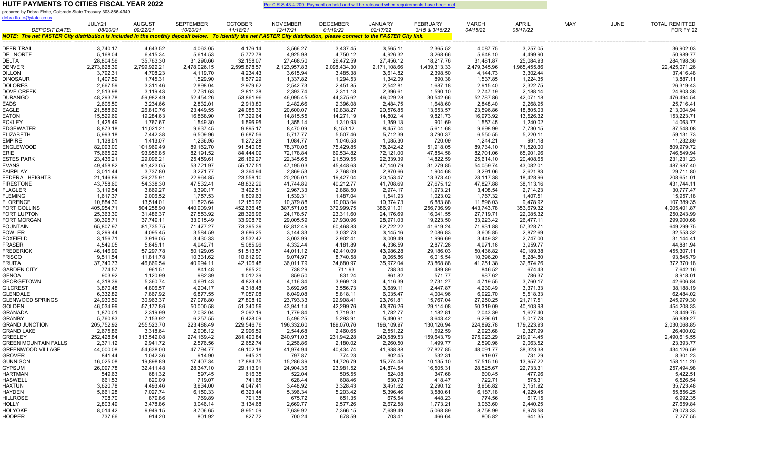# HUTF PAYMENTS TO CITIES FISCAL YEAR 2022

Per C.R.S 43-4-209 Payment on hold and will be released when requirements have been met

prepared by Debra Flotte, Colorado State Treasury 303-866-4949
debra.flotte@state.co.us

*NOTE: The net FASTER City distribution is included in the monthly deposit below. To identify the net FASTER City distribution, please connect to the FASTER City link.*

| | JULY21 | AUGUST | SEPTEMBER | OCTOBER | NOVEMBER | DECEMBER | JANUARY | FEBRUARY | MARCH | APRIL | MAY | JUNE | TOTAL REMITTED |
|---|---|---|---|---|---|---|---|---|---|---|---|---|---|
| *DEPOSIT DATE:* | *08/20/21* | *09/22/21* | *10/20/21* | *11/18/21* | *12/17/21* | *01/19/22* | *02/17/22* | *3/15 & 3/16/22* | *04/15/22* | *05/17/22* | | | FOR FY 22 |
| DEER TRAIL | 3,740.17 | 4,643.52 | 4,063.05 | 4,176.14 | 3,566.27 | 3,437.45 | 3,565.11 | 2,365.52 | 4,087.75 | 3,257.05 | | | 36,902.03 |
| DEL NORTE | 5,168.04 | 6,415.34 | 5,614.53 | 5,772.78 | 4,925.98 | 4,750.12 | 4,926.32 | 3,268.66 | 5,648.10 | 4,499.90 | | | 50,989.77 |
| DELTA | 28,804.56 | 35,763.30 | 31,290.66 | 32,158.07 | 27,468.50 | 26,472.59 | 27,456.12 | 18,217.76 | 31,481.87 | 25,084.93 | | | 284,198.36 |
| DENVER | 2,273,628.39 | 2,799,922.21 | 2,478,026.15 | 2,595,878.57 | 2,123,957.83 | 2,098,434.30 | 2,171,108.66 | 1,439,313.33 | 2,479,345.96 | 1,965,455.86 | | | 22,425,071.26 |
| DILLON | 3,792.31 | 4,708.23 | 4,119.70 | 4,234.43 | 3,615.94 | 3,485.38 | 3,614.82 | 2,398.50 | 4,144.73 | 3,302.44 | | | 37,416.48 |
| DINOSAUR | 1,407.59 | 1,745.31 | 1,529.90 | 1,577.29 | 1,337.82 | 1,294.53 | 1,342.09 | 890.38 | 1,537.85 | 1,224.35 | | | 13,887.11 |
| DOLORES | 2,667.59 | 3,311.46 | 2,898.04 | 2,979.62 | 2,542.73 | 2,451.85 | 2,542.81 | 1,687.18 | 2,915.40 | 2,322.75 | | | 26,319.43 |
| DOVE CREEK | 2,513.98 | 3,119.43 | 2,731.63 | 2,811.38 | 2,393.74 | 2,311.18 | 2,396.61 | 1,590.10 | 2,747.19 | 2,188.14 | | | 24,803.38 |
| DURANGO | 48,293.78 | 59,982.49 | 52,454.26 | 53,861.96 | 46,095.45 | 44,375.62 | 46,029.28 | 30,542.66 | 52,787.86 | 42,071.18 | | | 476,494.54 |
| EADS | 2,606.50 | 3,234.66 | 2,832.01 | 2,913.80 | 2,482.66 | 2,396.08 | 2,484.75 | 1,648.60 | 2,848.40 | 2,268.95 | | | 25,716.41 |
| EAGLE | 21,588.62 | 26,810.76 | 23,449.55 | 24,085.36 | 20,600.07 | 19,838.27 | 20,576.85 | 13,653.57 | 23,596.86 | 18,805.03 | | | 213,004.94 |
| EATON | 15,529.69 | 19,284.63 | 16,868.90 | 17,329.64 | 14,815.55 | 14,271.19 | 14,802.14 | 9,821.73 | 16,973.92 | 13,526.32 | | | 153,223.71 |
| ECKLEY | 1,425.49 | 1,767.67 | 1,549.30 | 1,596.95 | 1,355.14 | 1,310.93 | 1,359.13 | 901.69 | 1,557.45 | 1,240.02 | | | 14,063.77 |
| EDGEWATER | 8,873.18 | 11,021.21 | 9,637.45 | 9,895.17 | 8,470.09 | 8,153.12 | 8,457.04 | 5,611.68 | 9,698.99 | 7,730.15 | | | 87,548.08 |
| ELIZABETH | 5,993.18 | 7,442.38 | 6,509.96 | 6,687.56 | 5,717.77 | 5,507.46 | 5,712.39 | 3,790.37 | 6,550.55 | 5,220.11 | | | 59,131.73 |
| EMPIRE | 1,138.51 | 1,413.07 | 1,236.95 | 1,272.28 | 1,084.77 | 1,046.53 | 1,085.30 | 720.09 | 1,244.21 | 991.18 | | | 11,232.89 |
| ENGLEWOOD | 82,093.00 | 101,969.49 | 89,162.70 | 91,540.05 | 78,370.06 | 75,429.85 | 78,242.42 | 51,918.05 | 89,734.10 | 71,520.00 | | | 809,979.72 |
| ERIE | 75,665.22 | 93,956.85 | 82,191.52 | 84,444.09 | 72,178.84 | 69,534.82 | 72,121.00 | 47,854.58 | 82,701.06 | 65,901.96 | | | 746,549.94 |
| ESTES PARK | 23,436.21 | 29,096.21 | 25,459.61 | 26,169.27 | 22,345.65 | 21,539.55 | 22,339.39 | 14,822.59 | 25,614.10 | 20,408.65 | | | 231,231.23 |
| EVANS | 49,458.82 | 61,423.05 | 53,721.97 | 55,177.51 | 47,195.03 | 45,448.63 | 47,140.79 | 31,279.85 | 54,059.74 | 43,082.01 | | | 487,987.40 |
| FAIRPLAY | 3,011.44 | 3,737.80 | 3,271.77 | 3,364.94 | 2,869.53 | 2,768.09 | 2,870.66 | 1,904.68 | 3,291.06 | 2,621.83 | | | 29,711.80 |
| FEDERAL HEIGHTS | 21,146.89 | 26,275.91 | 22,964.85 | 23,558.10 | 20,205.01 | 19,427.04 | 20,153.47 | 13,373.40 | 23,117.38 | 18,428.96 | | | 208,651.01 |
| FIRESTONE | 43,758.60 | 54,338.30 | 47,532.41 | 48,832.29 | 41,744.89 | 40,212.77 | 41,708.69 | 27,675.12 | 47,827.88 | 38,113.16 | | | 431,744.11 |
| FLAGLER | 3,119.54 | 3,869.27 | 3,390.17 | 3,492.51 | 2,967.33 | 2,868.50 | 2,974.17 | 1,973.21 | 3,408.54 | 2,714.23 | | | 30,777.47 |
| FLEMING | 1,617.37 | 2,006.52 | 1,757.53 | 1,809.63 | 1,539.31 | 1,487.04 | 1,541.93 | 1,023.02 | 1,767.32 | 1,407.51 | | | 15,957.18 |
| FLORENCE | 10,884.30 | 13,514.01 | 11,823.64 | 12,150.92 | 10,379.88 | 10,003.04 | 10,374.73 | 6,883.88 | 11,896.03 | 9,478.92 | | | 107,389.35 |
| FORT COLLINS | 405,954.71 | 504,258.90 | 440,909.91 | 452,636.45 | 387,571.05 | 372,999.75 | 386,911.01 | 256,736.99 | 443,743.78 | 353,679.32 | | | 4,005,401.87 |
| FORT LUPTON | 25,363.30 | 31,486.37 | 27,553.92 | 28,326.96 | 24,178.57 | 23,311.60 | 24,176.69 | 16,041.55 | 27,719.71 | 22,085.32 | | | 250,243.99 |
| FORT MORGAN | 30,395.71 | 37,749.11 | 33,015.49 | 33,908.76 | 29,005.59 | 27,930.96 | 28,971.03 | 19,223.50 | 33,223.42 | 26,477.11 | | | 299,900.68 |
| FOUNTAIN | 65,807.97 | 81,735.75 | 71,477.27 | 73,395.39 | 62,812.49 | 60,468.83 | 62,722.22 | 41,619.24 | 71,931.88 | 57,328.71 | | | 649,299.75 |
| FOWLER | 3,299.44 | 4,095.45 | 3,584.59 | 3,686.25 | 3,144.33 | 3,032.73 | 3,145.16 | 2,086.83 | 3,605.85 | 2,872.69 | | | 32,553.32 |
| FOXFIELD | 3,156.71 | 3,916.05 | 3,430.33 | 3,532.42 | 3,003.99 | 2,902.41 | 3,009.49 | 1,996.69 | 3,449.32 | 2,747.00 | | | 31,144.41 |
| FRASER | 4,549.05 | 5,645.11 | 4,942.71 | 5,085.96 | 4,332.44 | 4,181.89 | 4,336.59 | 2,877.26 | 4,971.16 | 3,959.77 | | | 44,881.94 |
| FREDERICK | 46,146.99 | 57,297.78 | 50,129.05 | 51,513.57 | 44,011.12 | 42,410.09 | 43,986.28 | 29,186.03 | 50,436.82 | 40,189.38 | | | 455,307.11 |
| FRISCO | 9,511.54 | 11,811.78 | 10,331.62 | 10,612.90 | 9,074.97 | 8,740.58 | 9,065.86 | 6,015.54 | 10,396.20 | 8,284.80 | | | 93,845.79 |
| FRUITA | 37,740.73 | 46,869.54 | 40,994.11 | 42,106.48 | 36,011.79 | 34,680.97 | 35,972.04 | 23,868.88 | 41,251.38 | 32,874.26 | | | 372,370.18 |
| GARDEN CITY | 774.57 | 961.51 | 841.48 | 865.20 | 738.29 | 711.93 | 738.34 | 489.89 | 846.52 | 674.43 | | | 7,642.16 |
| GENOA | 903.92 | 1,120.99 | 982.39 | 1,012.39 | 859.50 | 831.24 | 861.82 | 571.77 | 987.62 | 786.37 | | | 8,918.01 |
| GEORGETOWN | 4,318.39 | 5,360.74 | 4,691.43 | 4,823.43 | 4,116.34 | 3,969.13 | 4,116.39 | 2,731.27 | 4,719.55 | 3,760.17 | | | 42,606.84 |
| GILCREST | 3,870.48 | 4,806.57 | 4,204.17 | 4,318.48 | 3,692.96 | 3,556.73 | 3,689.11 | 2,447.87 | 4,230.49 | 3,371.33 | | | 38,188.19 |
| GLENDALE | 6,332.82 | 7,867.92 | 6,877.55 | 7,057.08 | 6,049.08 | 5,818.11 | 6,035.47 | 4,004.96 | 6,922.70 | 5,518.33 | | | 62,484.02 |
| GLENWOOD SPRINGS | 24,930.59 | 30,963.37 | 27,078.80 | 27,808.19 | 23,793.33 | 22,908.41 | 23,761.81 | 15,767.04 | 27,250.25 | 21,717.51 | | | 245,979.30 |
| GOLDEN | 46,034.99 | 57,177.86 | 50,000.58 | 51,340.59 | 43,941.14 | 42,299.76 | 43,876.26 | 29,114.08 | 50,319.09 | 40,103.98 | | | 454,208.33 |
| GRANADA | 1,870.01 | 2,319.99 | 2,032.04 | 2,092.19 | 1,779.84 | 1,719.31 | 1,782.77 | 1,182.81 | 2,043.39 | 1,627.40 | | | 18,449.75 |
| GRANBY | 5,760.83 | 7,153.92 | 6,257.55 | 6,428.09 | 5,496.25 | 5,293.91 | 5,490.91 | 3,643.42 | 6,296.61 | 5,017.78 | | | 56,839.27 |
| GRAND JUNCTION | 205,752.92 | 255,523.70 | 223,488.49 | 229,546.76 | 196,332.60 | 189,070.76 | 196,109.97 | 130,126.94 | 224,892.78 | 179,223.93 | | | 2,030,068.85 |
| GRAND LAKE | 2,675.86 | 3,318.64 | 2,908.12 | 2,996.59 | 2,544.68 | 2,460.65 | 2,551.22 | 1,692.59 | 2,923.68 | 2,327.99 | | | 26,400.02 |
| GREELEY | 252,428.84 | 313,542.08 | 274,169.42 | 281,490.84 | 240,971.03 | 231,942.28 | 240,589.53 | 159,643.79 | 275,923.29 | 219,914.45 | | | 2,490,615.55 |
| GREEN MOUNTAIN FALLS | 2,371.12 | 2,941.72 | 2,576.56 | 2,652.74 | 2,256.86 | 2,180.02 | 2,260.50 | 1,499.77 | 2,590.96 | 2,063.52 | | | 23,393.77 |
| GREENWOOD VILLAGE | 44,000.08 | 54,638.00 | 47,794.77 | 49,102.18 | 41,974.94 | 40,434.74 | 41,938.88 | 27,827.85 | 48,091.77 | 38,323.38 | | | 434,126.59 |
| GROVER | 841.44 | 1,042.36 | 914.90 | 945.31 | 797.87 | 774.23 | 802.45 | 532.31 | 919.07 | 731.29 | | | 8,301.23 |
| GUNNISON | 16,025.08 | 19,898.89 | 17,407.34 | 17,884.75 | 15,286.39 | 14,726.79 | 15,274.48 | 10,135.10 | 17,515.16 | 13,957.22 | | | 158,111.20 |
| GYPSUM | 26,097.78 | 32,411.48 | 28,347.10 | 29,113.91 | 24,904.36 | 23,981.52 | 24,874.54 | 16,505.31 | 28,525.67 | 22,733.31 | | | 257,494.98 |
| HARTMAN | 549.63 | 681.32 | 597.45 | 616.35 | 522.04 | 505.55 | 524.08 | 347.68 | 600.45 | 477.96 | | | 5,422.51 |
| HASWELL | 661.53 | 820.09 | 719.07 | 741.68 | 628.44 | 608.46 | 630.78 | 418.47 | 722.71 | 575.31 | | | 6,526.54 |
| HAXTUN | 3,620.78 | 4,493.46 | 3,934.00 | 4,047.41 | 3,448.92 | 3,328.43 | 3,451.62 | 2,290.12 | 3,956.82 | 3,151.92 | | | 35,723.48 |
| HAYDEN | 5,661.28 | 7,027.74 | 6,150.33 | 6,323.44 | 5,396.34 | 5,203.42 | 5,396.46 | 3,580.61 | 6,187.18 | 4,929.45 | | | 55,856.25 |
| HILLROSE | 708.70 | 879.86 | 769.89 | 791.35 | 675.72 | 651.35 | 675.54 | 448.23 | 774.56 | 617.15 | | | 6,992.35 |
| HOLLY | 2,803.49 | 3,478.86 | 3,046.14 | 3,134.68 | 2,669.77 | 2,577.26 | 2,672.58 | 1,773.21 | 3,063.60 | 2,440.25 | | | 27,659.84 |
| HOLYOKE | 8,014.42 | 9,949.15 | 8,706.65 | 8,951.09 | 7,639.92 | 7,366.15 | 7,639.49 | 5,068.89 | 8,758.99 | 6,978.58 | | | 79,073.33 |
| HOOPER | 737.66 | 914.20 | 801.92 | 827.72 | 700.24 | 678.59 | 703.41 | 466.64 | 805.82 | 641.35 | | | 7,277.55 |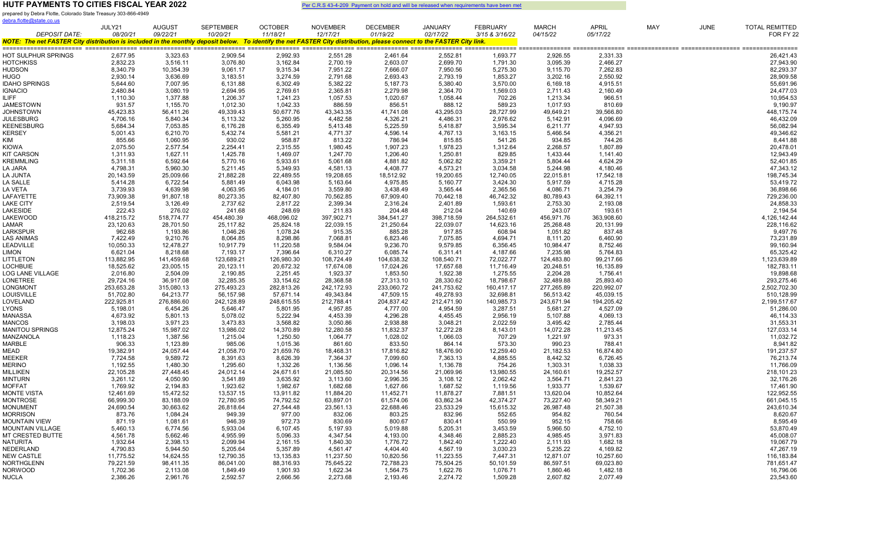# HUTF PAYMENTS TO CITIES FISCAL YEAR 2022

Per C.R.S 43-4-209 Payment on hold and will be released when requirements have been met

prepared by Debra Flotte, Colorado State Treasury 303-866-4949
debra.flotte@state.co.us

***NOTE: The net FASTER City distribution is included in the monthly deposit below. To identify the net FASTER City distribution, please connect to the FASTER City link.***

| | JULY21 | AUGUST | SEPTEMBER | OCTOBER | NOVEMBER | DECEMBER | JANUARY | FEBRUARY | MARCH | APRIL | MAY | JUNE | TOTAL REMITTED |
|---|---|---|---|---|---|---|---|---|---|---|---|---|---|
| *DEPOSIT DATE:* | *08/20/21* | *09/22/21* | *10/20/21* | *11/18/21* | *12/17/21* | *01/19/22* | *02/17/22* | *3/15 & 3/16/22* | *04/15/22* | *05/17/22* | | | FOR FY 22 |
| HOT SULPHUR SPRINGS | 2,677.95 | 3,323.63 | 2,909.54 | 2,992.93 | 2,551.28 | 2,461.64 | 2,552.81 | 1,693.77 | 2,926.55 | 2,331.33 | | | 26,421.43 |
| HOTCHKISS | 2,832.23 | 3,516.11 | 3,076.80 | 3,162.84 | 2,700.19 | 2,603.07 | 2,699.70 | 1,791.30 | 3,095.39 | 2,466.27 | | | 27,943.90 |
| HUDSON | 8,340.79 | 10,354.39 | 9,061.17 | 9,315.34 | 7,951.22 | 7,666.07 | 7,950.56 | 5,275.30 | 9,115.70 | 7,262.83 | | | 82,293.37 |
| HUGO | 2,930.14 | 3,636.69 | 3,183.51 | 3,274.59 | 2,791.68 | 2,693.43 | 2,793.19 | 1,853.27 | 3,202.16 | 2,550.92 | | | 28,909.58 |
| IDAHO SPRINGS | 5,644.60 | 7,007.95 | 6,131.88 | 6,302.49 | 5,382.22 | 5,187.73 | 5,380.40 | 3,570.00 | 6,169.18 | 4,915.51 | | | 55,691.96 |
| IGNACIO | 2,480.84 | 3,080.19 | 2,694.95 | 2,769.61 | 2,365.81 | 2,279.98 | 2,364.70 | 1,569.03 | 2,711.43 | 2,160.49 | | | 24,477.03 |
| ILIFF | 1,110.30 | 1,377.88 | 1,206.37 | 1,241.23 | 1,057.53 | 1,020.67 | 1,058.44 | 702.26 | 1,213.34 | 966.51 | | | 10,954.53 |
| JAMESTOWN | 931.57 | 1,155.70 | 1,012.30 | 1,042.33 | 886.59 | 856.51 | 888.12 | 589.23 | 1,017.93 | 810.69 | | | 9,190.97 |
| JOHNSTOWN | 45,423.83 | 56,411.26 | 49,339.43 | 50,677.76 | 43,343.35 | 41,741.08 | 43,295.03 | 28,727.99 | 49,649.21 | 39,566.80 | | | 448,175.74 |
| JULESBURG | 4,706.16 | 5,840.34 | 5,113.32 | 5,260.95 | 4,482.58 | 4,326.21 | 4,486.31 | 2,976.62 | 5,142.91 | 4,096.69 | | | 46,432.09 |
| KEENESBURG | 5,684.34 | 7,053.85 | 6,176.28 | 6,355.49 | 5,413.48 | 5,225.59 | 5,418.87 | 3,595.34 | 6,211.77 | 4,947.93 | | | 56,082.94 |
| KERSEY | 5,001.43 | 6,210.70 | 5,432.74 | 5,581.21 | 4,771.37 | 4,596.14 | 4,767.13 | 3,163.15 | 5,466.54 | 4,356.21 | | | 49,346.62 |
| KIM | 855.66 | 1,060.95 | 930.02 | 958.87 | 813.22 | 786.94 | 815.85 | 541.26 | 934.85 | 744.26 | | | 8,441.88 |
| KIOWA | 2,075.50 | 2,577.54 | 2,254.41 | 2,315.55 | 1,980.45 | 1,907.23 | 1,978.23 | 1,312.64 | 2,268.57 | 1,807.89 | | | 20,478.01 |
| KIT CARSON | 1,311.93 | 1,627.11 | 1,425.78 | 1,469.07 | 1,247.70 | 1,206.40 | 1,250.81 | 829.85 | 1,433.44 | 1,141.40 | | | 12,943.49 |
| KREMMLING | 5,311.18 | 6,592.64 | 5,770.16 | 5,933.61 | 5,061.68 | 4,881.82 | 5,062.82 | 3,359.21 | 5,804.44 | 4,624.29 | | | 52,401.85 |
| LA JARA | 4,798.31 | 5,960.30 | 5,211.45 | 5,349.93 | 4,581.13 | 4,408.77 | 4,573.21 | 3,034.58 | 5,244.98 | 4,180.46 | | | 47,343.12 |
| LA JUNTA | 20,143.59 | 25,009.66 | 21,882.28 | 22,489.55 | 19,208.65 | 18,512.92 | 19,200.65 | 12,740.05 | 22,015.81 | 17,542.18 | | | 198,745.34 |
| LA SALLE | 5,414.28 | 6,722.54 | 5,881.49 | 6,043.98 | 5,163.64 | 4,975.85 | 5,160.77 | 3,424.30 | 5,917.59 | 4,715.28 | | | 53,419.72 |
| LA VETA | 3,739.93 | 4,639.98 | 4,063.95 | 4,184.01 | 3,559.80 | 3,438.49 | 3,565.44 | 2,365.56 | 4,086.71 | 3,254.79 | | | 36,898.66 |
| LAFAYETTE | 73,909.38 | 91,807.18 | 80,273.35 | 82,407.80 | 70,562.85 | 67,909.40 | 70,442.18 | 46,742.32 | 80,789.43 | 64,392.11 | | | 729,236.00 |
| LAKE CITY | 2,519.54 | 3,126.49 | 2,737.62 | 2,817.22 | 2,399.34 | 2,316.24 | 2,401.89 | 1,593.61 | 2,753.30 | 2,193.08 | | | 24,858.33 |
| LAKESIDE | 222.43 | 276.02 | 241.68 | 248.69 | 211.83 | 204.48 | 212.04 | 140.69 | 243.07 | 193.61 | | | 2,194.54 |
| LAKEWOOD | 418,215.72 | 518,774.77 | 454,480.39 | 468,096.02 | 397,902.71 | 384,541.27 | 398,718.59 | 264,532.61 | 456,971.76 | 363,908.60 | | | 4,126,142.44 |
| LAMAR | 23,120.63 | 28,701.50 | 25,117.82 | 25,824.18 | 22,039.15 | 21,250.64 | 22,039.07 | 14,623.16 | 25,268.48 | 20,131.99 | | | 228,116.62 |
| LARKSPUR | 962.68 | 1,193.86 | 1,046.26 | 1,078.24 | 915.35 | 885.28 | 917.85 | 608.94 | 1,051.82 | 837.48 | | | 9,497.76 |
| LAS ANIMAS | 7,422.49 | 9,210.76 | 8,064.85 | 8,298.86 | 7,068.81 | 6,823.46 | 7,075.85 | 4,694.71 | 8,111.20 | 6,460.90 | | | 73,231.89 |
| LEADVILLE | 10,050.33 | 12,478.27 | 10,917.79 | 11,220.58 | 9,584.04 | 9,236.70 | 9,579.85 | 6,356.45 | 10,984.47 | 8,752.46 | | | 99,160.94 |
| LIMON | 6,621.04 | 8,218.68 | 7,193.17 | 7,396.64 | 6,310.27 | 6,085.74 | 6,311.41 | 4,187.66 | 7,235.98 | 5,764.83 | | | 65,325.42 |
| LITTLETON | 113,882.95 | 141,459.68 | 123,689.21 | 126,980.30 | 108,724.49 | 104,638.32 | 108,540.71 | 72,022.77 | 124,483.80 | 99,217.66 | | | 1,123,639.89 |
| LOCHBUIE | 18,525.62 | 23,005.15 | 20,123.11 | 20,672.32 | 17,674.08 | 17,024.26 | 17,657.68 | 11,716.49 | 20,248.51 | 16,135.89 | | | 182,783.11 |
| LOG LANE VILLAGE | 2,016.80 | 2,504.09 | 2,190.85 | 2,251.45 | 1,923.37 | 1,853.50 | 1,922.38 | 1,275.55 | 2,204.28 | 1,756.41 | | | 19,898.68 |
| LONETREE | 29,724.16 | 36,917.08 | 32,285.35 | 33,154.62 | 28,368.58 | 27,313.10 | 28,330.62 | 18,798.67 | 32,489.88 | 25,893.40 | | | 293,275.46 |
| LONGMONT | 253,653.28 | 315,080.13 | 275,493.23 | 282,813.26 | 242,172.93 | 233,060.72 | 241,753.62 | 160,417.17 | 277,265.89 | 220,992.07 | | | 2,502,702.30 |
| LOUISVILLE | 51,702.80 | 64,213.77 | 56,157.98 | 57,671.14 | 49,343.84 | 47,509.15 | 49,278.93 | 32,698.81 | 56,513.42 | 45,039.15 | | | 510,128.99 |
| LOVELAND | 222,925.81 | 276,886.60 | 242,128.89 | 248,615.55 | 212,788.41 | 204,837.42 | 212,471.90 | 140,985.73 | 243,671.94 | 194,205.42 | | | 2,199,517.67 |
| LYONS | 5,198.01 | 6,454.26 | 5,646.47 | 5,801.95 | 4,957.85 | 4,777.00 | 4,954.59 | 3,287.51 | 5,681.27 | 4,527.09 | | | 51,286.00 |
| MANASSA | 4,673.92 | 5,801.13 | 5,078.02 | 5,222.94 | 4,453.39 | 4,296.28 | 4,455.45 | 2,956.19 | 5,107.88 | 4,069.13 | | | 46,114.33 |
| MANCOS | 3,198.03 | 3,971.23 | 3,473.83 | 3,568.82 | 3,050.86 | 2,938.88 | 3,048.21 | 2,022.59 | 3,495.42 | 2,785.44 | | | 31,553.31 |
| MANITOU SPRINGS | 12,875.24 | 15,987.02 | 13,986.02 | 14,370.89 | 12,280.58 | 11,832.37 | 12,272.28 | 8,143.01 | 14,072.28 | 11,213.45 | | | 127,033.14 |
| MANZANOLA | 1,118.23 | 1,387.56 | 1,215.04 | 1,250.50 | 1,064.77 | 1,028.02 | 1,066.03 | 707.29 | 1,221.97 | 973.31 | | | 11,032.72 |
| MARBLE | 906.33 | 1,123.89 | 985.06 | 1,015.36 | 861.60 | 833.50 | 864.14 | 573.30 | 990.23 | 788.41 | | | 8,941.82 |
| MEAD | 19,382.91 | 24,057.44 | 21,058.70 | 21,659.76 | 18,468.31 | 17,816.82 | 18,476.90 | 12,259.40 | 21,182.53 | 16,874.80 | | | 191,237.57 |
| MEEKER | 7,724.58 | 9,589.72 | 8,391.63 | 8,626.39 | 7,364.37 | 7,099.60 | 7,363.13 | 4,885.55 | 8,442.32 | 6,726.45 | | | 76,213.74 |
| MERINO | 1,192.55 | 1,480.30 | 1,295.60 | 1,332.26 | 1,136.56 | 1,096.14 | 1,136.78 | 754.26 | 1,303.31 | 1,038.33 | | | 11,766.09 |
| MILLIKEN | 22,105.28 | 27,448.45 | 24,012.14 | 24,671.61 | 21,085.50 | 20,314.56 | 21,069.96 | 13,980.55 | 24,160.61 | 19,252.57 | | | 218,101.23 |
| MINTURN | 3,261.12 | 4,050.90 | 3,541.89 | 3,635.92 | 3,113.60 | 2,996.35 | 3,108.12 | 2,062.42 | 3,564.71 | 2,841.23 | | | 32,176.26 |
| MOFFAT | 1,769.92 | 2,194.83 | 1,923.62 | 1,982.67 | 1,682.68 | 1,627.66 | 1,687.52 | 1,119.56 | 1,933.77 | 1,539.67 | | | 17,461.90 |
| MONTE VISTA | 12,461.69 | 15,472.52 | 13,537.15 | 13,911.82 | 11,884.20 | 11,452.71 | 11,878.27 | 7,881.51 | 13,620.04 | 10,852.64 | | | 122,952.55 |
| MONTROSE | 66,999.30 | 83,188.09 | 72,780.95 | 74,792.52 | 63,897.01 | 61,574.06 | 63,862.34 | 42,374.27 | 73,227.40 | 58,349.21 | | | 661,045.15 |
| MONUMENT | 24,690.54 | 30,663.62 | 26,818.64 | 27,544.48 | 23,561.13 | 22,688.46 | 23,533.29 | 15,615.32 | 26,987.48 | 21,507.38 | | | 243,610.34 |
| MORRISON | 873.76 | 1,084.24 | 949.39 | 977.00 | 832.06 | 803.25 | 832.96 | 552.65 | 954.82 | 760.54 | | | 8,620.67 |
| MOUNTAIN VIEW | 871.19 | 1,081.61 | 946.39 | 972.73 | 830.69 | 800.67 | 830.41 | 550.99 | 952.15 | 758.66 | | | 8,595.49 |
| MOUNTAIN VILLAGE | 5,460.13 | 6,774.56 | 5,933.04 | 6,107.45 | 5,197.93 | 5,019.88 | 5,205.31 | 3,453.59 | 5,966.50 | 4,752.10 | | | 53,870.49 |
| MT CRESTED BUTTE | 4,561.78 | 5,662.46 | 4,955.99 | 5,096.33 | 4,347.54 | 4,193.00 | 4,348.46 | 2,885.23 | 4,985.45 | 3,971.83 | | | 45,008.07 |
| NATURITA | 1,932.64 | 2,398.13 | 2,099.94 | 2,161.15 | 1,840.30 | 1,776.72 | 1,842.40 | 1,222.40 | 2,111.93 | 1,682.18 | | | 19,067.79 |
| NEDERLAND | 4,790.83 | 5,944.50 | 5,205.64 | 5,357.89 | 4,561.47 | 4,404.40 | 4,567.19 | 3,030.23 | 5,235.22 | 4,169.82 | | | 47,267.19 |
| NEW CASTLE | 11,775.52 | 14,624.55 | 12,790.35 | 13,135.83 | 11,237.50 | 10,820.56 | 11,223.55 | 7,447.31 | 12,871.07 | 10,257.60 | | | 116,183.84 |
| NORTHGLENN | 79,221.59 | 98,411.35 | 86,041.00 | 88,316.93 | 75,645.22 | 72,788.23 | 75,504.25 | 50,101.59 | 86,597.51 | 69,023.80 | | | 781,651.47 |
| NORWOOD | 1,702.36 | 2,113.08 | 1,849.49 | 1,901.93 | 1,622.34 | 1,564.75 | 1,622.76 | 1,076.71 | 1,860.46 | 1,482.18 | | | 16,796.06 |
| NUCLA | 2,386.26 | 2,961.76 | 2,592.57 | 2,666.56 | 2,273.68 | 2,193.46 | 2,274.72 | 1,509.28 | 2,607.82 | 2,077.49 | | | 23,543.60 |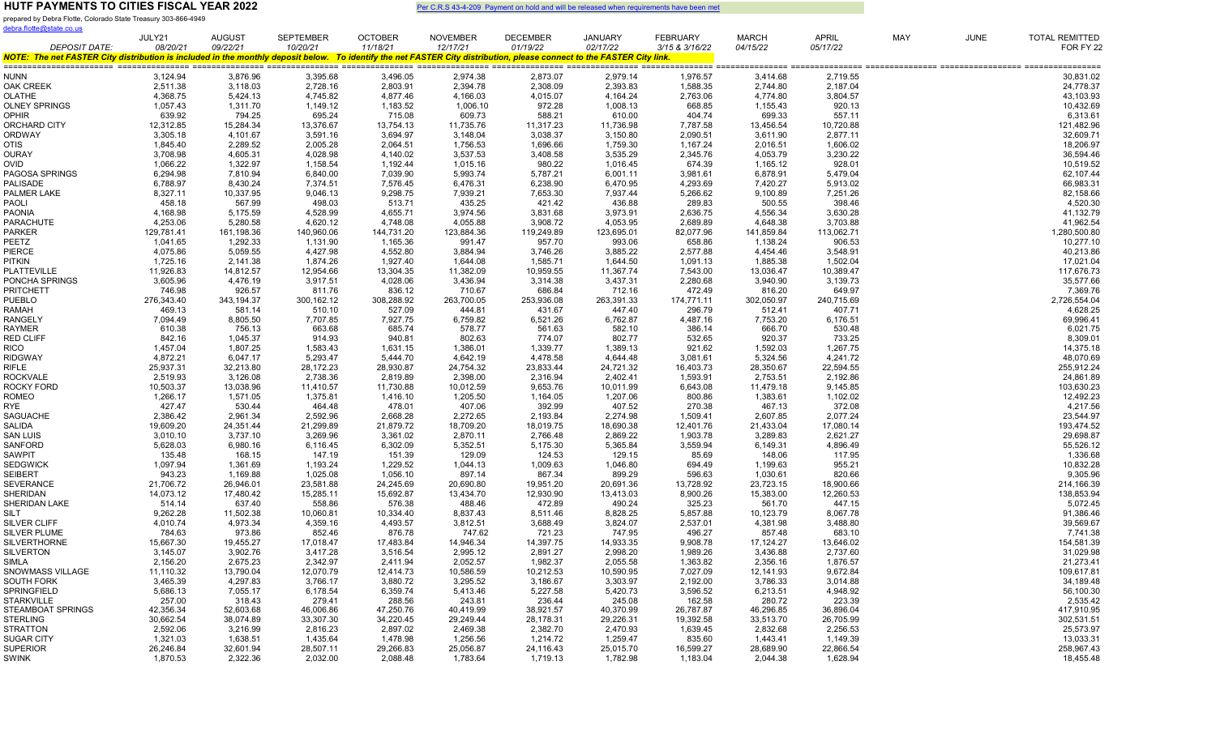# HUTF PAYMENTS TO CITIES FISCAL YEAR 2022

Per C.R.S 43-4-209 Payment on hold and will be released when requirements have been met

prepared by Debra Flotte, Colorado State Treasury 303-866-4949
debra.flotte@state.co.us

NOTE: The net FASTER City distribution is included in the monthly deposit below. To identify the net FASTER City distribution, please connect to the FASTER City link.

| | JULY21 | AUGUST | SEPTEMBER | OCTOBER | NOVEMBER | DECEMBER | JANUARY | FEBRUARY | MARCH | APRIL | MAY | JUNE | TOTAL REMITTED |
|---|---|---|---|---|---|---|---|---|---|---|---|---|---|
| *DEPOSIT DATE:* | *08/20/21* | *09/22/21* | *10/20/21* | *11/18/21* | *12/17/21* | *01/19/22* | *02/17/22* | *3/15 & 3/16/22* | *04/15/22* | *05/17/22* | | | FOR FY 22 |
| NUNN | 3,124.94 | 3,876.96 | 3,395.68 | 3,496.05 | 2,974.38 | 2,873.07 | 2,979.14 | 1,976.57 | 3,414.68 | 2,719.55 | | | 30,831.02 |
| OAK CREEK | 2,511.38 | 3,118.03 | 2,728.16 | 2,803.91 | 2,394.78 | 2,308.09 | 2,393.83 | 1,588.35 | 2,744.80 | 2,187.04 | | | 24,778.37 |
| OLATHE | 4,368.75 | 5,424.13 | 4,745.82 | 4,877.46 | 4,166.03 | 4,015.07 | 4,164.24 | 2,763.06 | 4,774.80 | 3,804.57 | | | 43,103.93 |
| OLNEY SPRINGS | 1,057.43 | 1,311.70 | 1,149.12 | 1,183.52 | 1,006.10 | 972.28 | 1,008.13 | 668.85 | 1,155.43 | 920.13 | | | 10,432.69 |
| OPHIR | 639.92 | 794.25 | 695.24 | 715.08 | 609.73 | 588.21 | 610.00 | 404.74 | 699.33 | 557.11 | | | 6,313.61 |
| ORCHARD CITY | 12,312.85 | 15,284.34 | 13,376.67 | 13,754.13 | 11,735.76 | 11,317.23 | 11,736.98 | 7,787.58 | 13,456.54 | 10,720.88 | | | 121,482.96 |
| ORDWAY | 3,305.18 | 4,101.67 | 3,591.16 | 3,694.97 | 3,148.04 | 3,038.37 | 3,150.80 | 2,090.51 | 3,611.90 | 2,877.11 | | | 32,609.71 |
| OTIS | 1,845.40 | 2,289.52 | 2,005.28 | 2,064.51 | 1,756.53 | 1,696.66 | 1,759.30 | 1,167.24 | 2,016.51 | 1,606.02 | | | 18,206.97 |
| OURAY | 3,708.98 | 4,605.31 | 4,028.98 | 4,140.02 | 3,537.53 | 3,408.58 | 3,535.29 | 2,345.76 | 4,053.79 | 3,230.22 | | | 36,594.46 |
| OVID | 1,066.22 | 1,322.97 | 1,158.54 | 1,192.44 | 1,015.16 | 980.22 | 1,016.45 | 674.39 | 1,165.12 | 928.01 | | | 10,519.52 |
| PAGOSA SPRINGS | 6,294.98 | 7,810.94 | 6,840.00 | 7,039.90 | 5,993.74 | 5,787.21 | 6,001.11 | 3,981.61 | 6,878.91 | 5,479.04 | | | 62,107.44 |
| PALISADE | 6,788.97 | 8,430.24 | 7,374.51 | 7,576.45 | 6,476.31 | 6,238.90 | 6,470.95 | 4,293.69 | 7,420.27 | 5,913.02 | | | 66,983.31 |
| PALMER LAKE | 8,327.11 | 10,337.95 | 9,046.13 | 9,298.75 | 7,939.21 | 7,653.30 | 7,937.44 | 5,266.62 | 9,100.89 | 7,251.26 | | | 82,158.66 |
| PAOLI | 458.18 | 567.99 | 498.03 | 513.71 | 435.25 | 421.42 | 436.88 | 289.83 | 500.55 | 398.46 | | | 4,520.30 |
| PAONIA | 4,168.98 | 5,175.59 | 4,528.99 | 4,655.71 | 3,974.56 | 3,831.68 | 3,973.91 | 2,636.75 | 4,556.34 | 3,630.28 | | | 41,132.79 |
| PARACHUTE | 4,253.06 | 5,280.58 | 4,620.12 | 4,748.08 | 4,055.88 | 3,908.72 | 4,053.95 | 2,689.89 | 4,648.38 | 3,703.88 | | | 41,962.54 |
| PARKER | 129,781.41 | 161,198.36 | 140,960.06 | 144,731.20 | 123,884.36 | 119,249.89 | 123,695.01 | 82,077.96 | 141,859.84 | 113,062.71 | | | 1,280,500.80 |
| PEETZ | 1,041.65 | 1,292.33 | 1,131.90 | 1,165.36 | 991.47 | 957.70 | 993.06 | 658.86 | 1,138.24 | 906.53 | | | 10,277.10 |
| PIERCE | 4,075.86 | 5,059.55 | 4,427.98 | 4,552.80 | 3,884.94 | 3,746.26 | 3,885.22 | 2,577.88 | 4,454.46 | 3,548.91 | | | 40,213.86 |
| PITKIN | 1,725.16 | 2,141.38 | 1,874.26 | 1,927.40 | 1,644.08 | 1,585.71 | 1,644.50 | 1,091.13 | 1,885.38 | 1,502.04 | | | 17,021.04 |
| PLATTEVILLE | 11,926.83 | 14,812.57 | 12,954.66 | 13,304.35 | 11,382.09 | 10,959.55 | 11,367.74 | 7,543.00 | 13,036.47 | 10,389.47 | | | 117,676.73 |
| PONCHA SPRINGS | 3,605.96 | 4,476.19 | 3,917.51 | 4,028.06 | 3,436.94 | 3,314.38 | 3,437.31 | 2,280.68 | 3,940.90 | 3,139.73 | | | 35,577.66 |
| PRITCHETT | 746.98 | 926.57 | 811.76 | 836.12 | 710.67 | 686.84 | 712.16 | 472.49 | 816.20 | 649.97 | | | 7,369.76 |
| PUEBLO | 276,343.40 | 343,194.37 | 300,162.12 | 308,288.92 | 263,700.05 | 253,936.08 | 263,391.33 | 174,771.11 | 302,050.97 | 240,715.69 | | | 2,726,554.04 |
| RAMAH | 469.13 | 581.14 | 510.10 | 527.09 | 444.81 | 431.67 | 447.40 | 296.79 | 512.41 | 407.71 | | | 4,628.25 |
| RANGELY | 7,094.49 | 8,805.50 | 7,707.85 | 7,927.75 | 6,759.82 | 6,521.26 | 6,762.87 | 4,487.16 | 7,753.20 | 6,176.51 | | | 69,996.41 |
| RAYMER | 610.38 | 756.13 | 663.68 | 685.74 | 578.77 | 561.63 | 582.10 | 386.14 | 666.70 | 530.48 | | | 6,021.75 |
| RED CLIFF | 842.16 | 1,045.37 | 914.93 | 940.81 | 802.63 | 774.07 | 802.77 | 532.65 | 920.37 | 733.25 | | | 8,309.01 |
| RICO | 1,457.04 | 1,807.25 | 1,583.43 | 1,631.15 | 1,386.01 | 1,339.77 | 1,389.13 | 921.62 | 1,592.03 | 1,267.75 | | | 14,375.18 |
| RIDGWAY | 4,872.21 | 6,047.17 | 5,293.47 | 5,444.70 | 4,642.19 | 4,478.58 | 4,644.48 | 3,081.61 | 5,324.56 | 4,241.72 | | | 48,070.69 |
| RIFLE | 25,937.31 | 32,213.80 | 28,172.23 | 28,930.87 | 24,754.32 | 23,833.44 | 24,721.32 | 16,403.73 | 28,350.67 | 22,594.55 | | | 255,912.24 |
| ROCKVALE | 2,519.93 | 3,126.08 | 2,738.36 | 2,819.89 | 2,398.00 | 2,316.94 | 2,402.41 | 1,593.91 | 2,753.51 | 2,192.86 | | | 24,861.89 |
| ROCKY FORD | 10,503.37 | 13,038.96 | 11,410.57 | 11,730.88 | 10,012.59 | 9,653.76 | 10,011.99 | 6,643.08 | 11,479.18 | 9,145.85 | | | 103,630.23 |
| ROMEO | 1,266.17 | 1,571.05 | 1,375.81 | 1,416.10 | 1,205.50 | 1,164.05 | 1,207.06 | 800.86 | 1,383.61 | 1,102.02 | | | 12,492.23 |
| RYE | 427.47 | 530.44 | 464.48 | 478.01 | 407.06 | 392.99 | 407.52 | 270.38 | 467.13 | 372.08 | | | 4,217.56 |
| SAGUACHE | 2,386.42 | 2,961.34 | 2,592.96 | 2,668.28 | 2,272.65 | 2,193.84 | 2,274.98 | 1,509.41 | 2,607.85 | 2,077.24 | | | 23,544.97 |
| SALIDA | 19,609.20 | 24,351.44 | 21,299.89 | 21,879.72 | 18,709.20 | 18,019.75 | 18,690.38 | 12,401.76 | 21,433.04 | 17,080.14 | | | 193,474.52 |
| SAN LUIS | 3,010.10 | 3,737.10 | 3,269.96 | 3,361.02 | 2,870.11 | 2,766.48 | 2,869.22 | 1,903.78 | 3,289.83 | 2,621.27 | | | 29,698.87 |
| SANFORD | 5,628.03 | 6,980.16 | 6,116.45 | 6,302.09 | 5,352.51 | 5,175.30 | 5,365.84 | 3,559.94 | 6,149.31 | 4,896.49 | | | 55,526.12 |
| SAWPIT | 135.48 | 168.15 | 147.19 | 151.39 | 129.09 | 124.53 | 129.15 | 85.69 | 148.06 | 117.95 | | | 1,336.68 |
| SEDGWICK | 1,097.94 | 1,361.69 | 1,193.24 | 1,229.52 | 1,044.13 | 1,009.63 | 1,046.80 | 694.49 | 1,199.63 | 955.21 | | | 10,832.28 |
| SEIBERT | 943.23 | 1,169.88 | 1,025.08 | 1,056.10 | 897.14 | 867.34 | 899.29 | 596.63 | 1,030.61 | 820.66 | | | 9,305.96 |
| SEVERANCE | 21,706.72 | 26,946.01 | 23,581.88 | 24,245.69 | 20,690.80 | 19,951.20 | 20,691.36 | 13,728.92 | 23,723.15 | 18,900.66 | | | 214,166.39 |
| SHERIDAN | 14,073.12 | 17,480.42 | 15,285.11 | 15,692.87 | 13,434.70 | 12,930.90 | 13,413.03 | 8,900.26 | 15,383.00 | 12,260.53 | | | 138,853.94 |
| SHERIDAN LAKE | 514.14 | 637.40 | 558.86 | 576.38 | 488.46 | 472.89 | 490.24 | 325.23 | 561.70 | 447.15 | | | 5,072.45 |
| SILT | 9,262.28 | 11,502.38 | 10,060.81 | 10,334.40 | 8,837.43 | 8,511.46 | 8,828.25 | 5,857.88 | 10,123.79 | 8,067.78 | | | 91,386.46 |
| SILVER CLIFF | 4,010.74 | 4,973.34 | 4,359.16 | 4,493.57 | 3,812.51 | 3,688.49 | 3,824.07 | 2,537.01 | 4,381.98 | 3,488.80 | | | 39,569.67 |
| SILVER PLUME | 784.63 | 973.86 | 852.46 | 876.78 | 747.62 | 721.23 | 747.95 | 496.27 | 857.48 | 683.10 | | | 7,741.38 |
| SILVERTHORNE | 15,667.30 | 19,455.27 | 17,018.47 | 17,483.84 | 14,946.34 | 14,397.75 | 14,933.35 | 9,908.78 | 17,124.27 | 13,646.02 | | | 154,581.39 |
| SILVERTON | 3,145.07 | 3,902.76 | 3,417.28 | 3,516.54 | 2,995.12 | 2,891.27 | 2,998.20 | 1,989.26 | 3,436.88 | 2,737.60 | | | 31,029.98 |
| SIMLA | 2,156.20 | 2,675.23 | 2,342.97 | 2,411.94 | 2,052.57 | 1,982.37 | 2,055.58 | 1,363.82 | 2,356.16 | 1,876.57 | | | 21,273.41 |
| SNOWMASS VILLAGE | 11,110.32 | 13,790.04 | 12,070.79 | 12,414.73 | 10,586.59 | 10,212.53 | 10,590.95 | 7,027.09 | 12,141.93 | 9,672.84 | | | 109,617.81 |
| SOUTH FORK | 3,465.39 | 4,297.83 | 3,766.17 | 3,880.72 | 3,295.52 | 3,186.67 | 3,303.97 | 2,192.00 | 3,786.33 | 3,014.88 | | | 34,189.48 |
| SPRINGFIELD | 5,686.13 | 7,055.17 | 6,178.54 | 6,359.74 | 5,413.46 | 5,227.58 | 5,420.73 | 3,596.52 | 6,213.51 | 4,948.92 | | | 56,100.30 |
| STARKVILLE | 257.00 | 318.43 | 279.41 | 288.56 | 243.81 | 236.44 | 245.08 | 162.58 | 280.72 | 223.39 | | | 2,535.42 |
| STEAMBOAT SPRINGS | 42,356.34 | 52,603.68 | 46,006.86 | 47,250.76 | 40,419.99 | 38,921.57 | 40,370.99 | 26,787.87 | 46,296.85 | 36,896.04 | | | 417,910.95 |
| STERLING | 30,662.54 | 38,074.89 | 33,307.30 | 34,220.45 | 29,249.44 | 28,178.31 | 29,226.31 | 19,392.58 | 33,513.70 | 26,705.99 | | | 302,531.51 |
| STRATTON | 2,592.06 | 3,216.99 | 2,816.23 | 2,897.02 | 2,469.38 | 2,382.70 | 2,470.93 | 1,639.45 | 2,832.68 | 2,256.53 | | | 25,573.97 |
| SUGAR CITY | 1,321.03 | 1,638.51 | 1,435.64 | 1,478.98 | 1,256.56 | 1,214.72 | 1,259.47 | 835.60 | 1,443.41 | 1,149.39 | | | 13,033.31 |
| SUPERIOR | 26,246.84 | 32,601.94 | 28,507.11 | 29,266.83 | 25,056.87 | 24,116.43 | 25,015.70 | 16,599.27 | 28,689.90 | 22,866.54 | | | 258,967.43 |
| SWINK | 1,870.53 | 2,322.36 | 2,032.00 | 2,088.48 | 1,783.64 | 1,719.13 | 1,782.98 | 1,183.04 | 2,044.38 | 1,628.94 | | | 18,455.48 |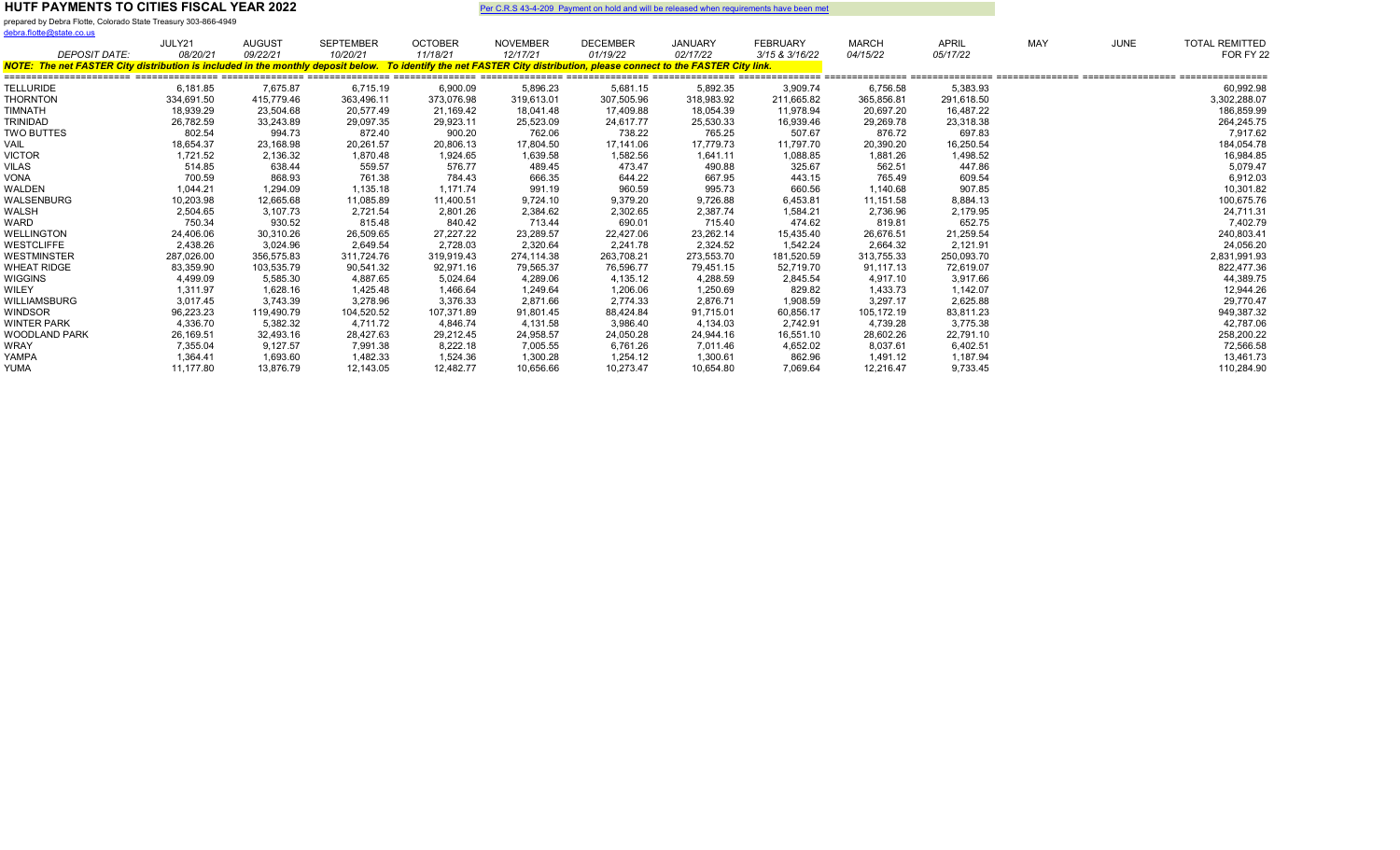# HUTF PAYMENTS TO CITIES FISCAL YEAR 2022

Per C.R.S 43-4-209 Payment on hold and will be released when requirements have been met

prepared by Debra Flotte, Colorado State Treasury 303-866-4949

debra.flotte@state.co.us

| | JULY21 | AUGUST | SEPTEMBER | OCTOBER | NOVEMBER | DECEMBER | JANUARY | FEBRUARY | MARCH | APRIL | MAY | JUNE | TOTAL REMITTED |
|---|---|---|---|---|---|---|---|---|---|---|---|---|---|
| *DEPOSIT DATE:* | *08/20/21* | *09/22/21* | *10/20/21* | *11/18/21* | *12/17/21* | *01/19/22* | *02/17/22* | *3/15 & 3/16/22* | *04/15/22* | *05/17/22* | | | FOR FY 22 |
| TELLURIDE | 6,181.85 | 7,675.87 | 6,715.19 | 6,900.09 | 5,896.23 | 5,681.15 | 5,892.35 | 3,909.74 | 6,756.58 | 5,383.93 | | | 60,992.98 |
| THORNTON | 334,691.50 | 415,779.46 | 363,496.11 | 373,076.98 | 319,613.01 | 307,505.96 | 318,983.92 | 211,665.82 | 365,856.81 | 291,618.50 | | | 3,302,288.07 |
| TIMNATH | 18,939.29 | 23,504.68 | 20,577.49 | 21,169.42 | 18,041.48 | 17,409.88 | 18,054.39 | 11,978.94 | 20,697.20 | 16,487.22 | | | 186,859.99 |
| TRINIDAD | 26,782.59 | 33,243.89 | 29,097.35 | 29,923.11 | 25,523.09 | 24,617.77 | 25,530.33 | 16,939.46 | 29,269.78 | 23,318.38 | | | 264,245.75 |
| TWO BUTTES | 802.54 | 994.73 | 872.40 | 900.20 | 762.06 | 738.22 | 765.25 | 507.67 | 876.72 | 697.83 | | | 7,917.62 |
| VAIL | 18,654.37 | 23,168.98 | 20,261.57 | 20,806.13 | 17,804.50 | 17,141.06 | 17,779.73 | 11,797.70 | 20,390.20 | 16,250.54 | | | 184,054.78 |
| VICTOR | 1,721.52 | 2,136.32 | 1,870.48 | 1,924.65 | 1,639.58 | 1,582.56 | 1,641.11 | 1,088.85 | 1,881.26 | 1,498.52 | | | 16,984.85 |
| VILAS | 514.85 | 638.44 | 559.57 | 576.77 | 489.45 | 473.47 | 490.88 | 325.67 | 562.51 | 447.86 | | | 5,079.47 |
| VONA | 700.59 | 868.93 | 761.38 | 784.43 | 666.35 | 644.22 | 667.95 | 443.15 | 765.49 | 609.54 | | | 6,912.03 |
| WALDEN | 1,044.21 | 1,294.09 | 1,135.18 | 1,171.74 | 991.19 | 960.59 | 995.73 | 660.56 | 1,140.68 | 907.85 | | | 10,301.82 |
| WALSENBURG | 10,203.98 | 12,665.68 | 11,085.89 | 11,400.51 | 9,724.10 | 9,379.20 | 9,726.88 | 6,453.81 | 11,151.58 | 8,884.13 | | | 100,675.76 |
| WALSH | 2,504.65 | 3,107.73 | 2,721.54 | 2,801.26 | 2,384.62 | 2,302.65 | 2,387.74 | 1,584.21 | 2,736.96 | 2,179.95 | | | 24,711.31 |
| WARD | 750.34 | 930.52 | 815.48 | 840.42 | 713.44 | 690.01 | 715.40 | 474.62 | 819.81 | 652.75 | | | 7,402.79 |
| WELLINGTON | 24,406.06 | 30,310.26 | 26,509.65 | 27,227.22 | 23,289.57 | 22,427.06 | 23,262.14 | 15,435.40 | 26,676.51 | 21,259.54 | | | 240,803.41 |
| WESTCLIFFE | 2,438.26 | 3,024.96 | 2,649.54 | 2,728.03 | 2,320.64 | 2,241.78 | 2,324.52 | 1,542.24 | 2,664.32 | 2,121.91 | | | 24,056.20 |
| WESTMINSTER | 287,026.00 | 356,575.83 | 311,724.76 | 319,919.43 | 274,114.38 | 263,708.21 | 273,553.70 | 181,520.59 | 313,755.33 | 250,093.70 | | | 2,831,991.93 |
| WHEAT RIDGE | 83,359.90 | 103,535.79 | 90,541.32 | 92,971.16 | 79,565.37 | 76,596.77 | 79,451.15 | 52,719.70 | 91,117.13 | 72,619.07 | | | 822,477.36 |
| WIGGINS | 4,499.09 | 5,585.30 | 4,887.65 | 5,024.64 | 4,289.06 | 4,135.12 | 4,288.59 | 2,845.54 | 4,917.10 | 3,917.66 | | | 44,389.75 |
| WILEY | 1,311.97 | 1,628.16 | 1,425.48 | 1,466.64 | 1,249.64 | 1,206.06 | 1,250.69 | 829.82 | 1,433.73 | 1,142.07 | | | 12,944.26 |
| WILLIAMSBURG | 3,017.45 | 3,743.39 | 3,278.96 | 3,376.33 | 2,871.66 | 2,774.33 | 2,876.71 | 1,908.59 | 3,297.17 | 2,625.88 | | | 29,770.47 |
| WINDSOR | 96,223.23 | 119,490.79 | 104,520.52 | 107,371.89 | 91,801.45 | 88,424.84 | 91,715.01 | 60,856.17 | 105,172.19 | 83,811.23 | | | 949,387.32 |
| WINTER PARK | 4,336.70 | 5,382.32 | 4,711.72 | 4,846.74 | 4,131.58 | 3,986.40 | 4,134.03 | 2,742.91 | 4,739.28 | 3,775.38 | | | 42,787.06 |
| WOODLAND PARK | 26,169.51 | 32,493.16 | 28,427.63 | 29,212.45 | 24,958.57 | 24,050.28 | 24,944.16 | 16,551.10 | 28,602.26 | 22,791.10 | | | 258,200.22 |
| WRAY | 7,355.04 | 9,127.57 | 7,991.38 | 8,222.18 | 7,005.55 | 6,761.26 | 7,011.46 | 4,652.02 | 8,037.61 | 6,402.51 | | | 72,566.58 |
| YAMPA | 1,364.41 | 1,693.60 | 1,482.33 | 1,524.36 | 1,300.28 | 1,254.12 | 1,300.61 | 862.96 | 1,491.12 | 1,187.94 | | | 13,461.73 |
| YUMA | 11,177.80 | 13,876.79 | 12,143.05 | 12,482.77 | 10,656.66 | 10,273.47 | 10,654.80 | 7,069.64 | 12,216.47 | 9,733.45 | | | 110,284.90 |

***NOTE: The net FASTER City distribution is included in the monthly deposit below. To identify the net FASTER City distribution, please connect to the FASTER City link.***